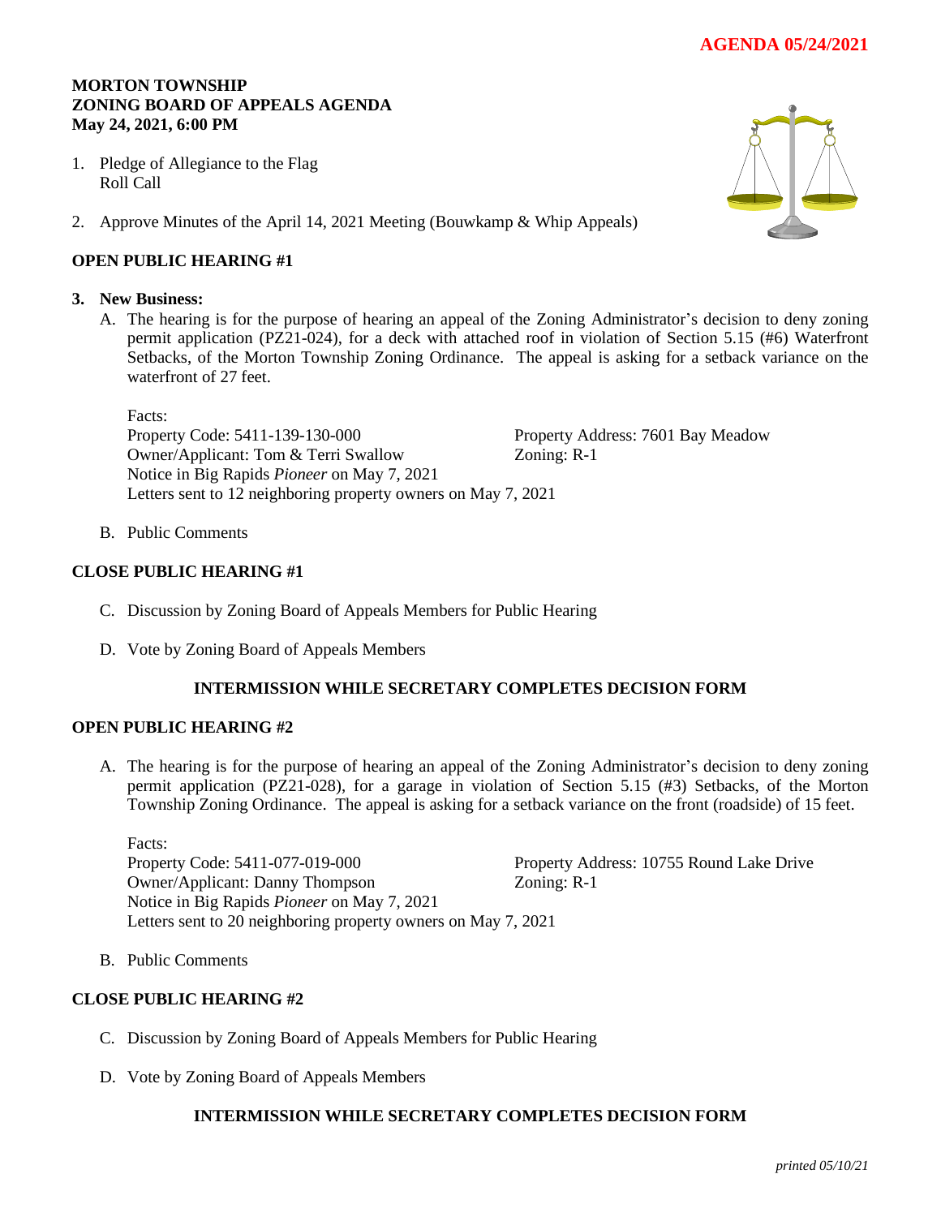**AGENDA 05/24/2021**

# MORTON TOWNSHIP
# ZONING BOARD OF APPEALS AGENDA
**May 24, 2021, 6:00 PM**

1. Pledge of Allegiance to the Flag
   Roll Call

2. Approve Minutes of the April 14, 2021 Meeting (Bouwkamp & Whip Appeals)

## OPEN PUBLIC HEARING #1

3. **New Business:**

   A. The hearing is for the purpose of hearing an appeal of the Zoning Administrator's decision to deny zoning permit application (PZ21-024), for a deck with attached roof in violation of Section 5.15 (#6) Waterfront Setbacks, of the Morton Township Zoning Ordinance. The appeal is asking for a setback variance on the waterfront of 27 feet.

   Facts:
   Property Code: 5411-139-130-000 — Property Address: 7601 Bay Meadow
   Owner/Applicant: Tom & Terri Swallow — Zoning: R-1
   Notice in Big Rapids *Pioneer* on May 7, 2021
   Letters sent to 12 neighboring property owners on May 7, 2021

   B. Public Comments

## CLOSE PUBLIC HEARING #1

   C. Discussion by Zoning Board of Appeals Members for Public Hearing

   D. Vote by Zoning Board of Appeals Members

**INTERMISSION WHILE SECRETARY COMPLETES DECISION FORM**

## OPEN PUBLIC HEARING #2

   A. The hearing is for the purpose of hearing an appeal of the Zoning Administrator's decision to deny zoning permit application (PZ21-028), for a garage in violation of Section 5.15 (#3) Setbacks, of the Morton Township Zoning Ordinance. The appeal is asking for a setback variance on the front (roadside) of 15 feet.

   Facts:
   Property Code: 5411-077-019-000 — Property Address: 10755 Round Lake Drive
   Owner/Applicant: Danny Thompson — Zoning: R-1
   Notice in Big Rapids *Pioneer* on May 7, 2021
   Letters sent to 20 neighboring property owners on May 7, 2021

   B. Public Comments

## CLOSE PUBLIC HEARING #2

   C. Discussion by Zoning Board of Appeals Members for Public Hearing

   D. Vote by Zoning Board of Appeals Members

**INTERMISSION WHILE SECRETARY COMPLETES DECISION FORM**

*printed 05/10/21*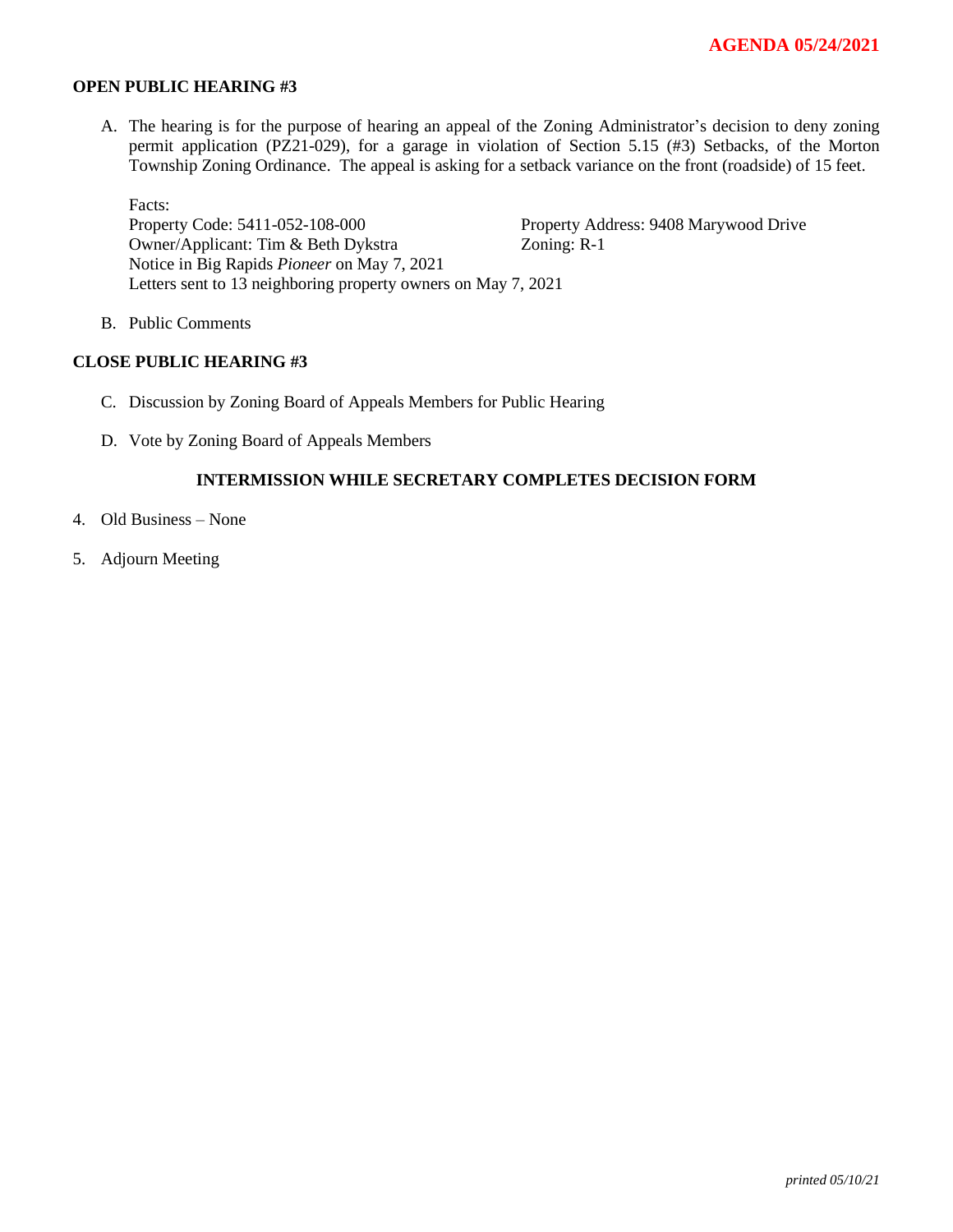**OPEN PUBLIC HEARING #3**

A. The hearing is for the purpose of hearing an appeal of the Zoning Administrator's decision to deny zoning permit application (PZ21-029), for a garage in violation of Section 5.15 (#3) Setbacks, of the Morton Township Zoning Ordinance. The appeal is asking for a setback variance on the front (roadside) of 15 feet.

   Facts:
   Property Code: 5411-052-108-000 — Property Address: 9408 Marywood Drive
   Owner/Applicant: Tim & Beth Dykstra — Zoning: R-1
   Notice in Big Rapids *Pioneer* on May 7, 2021
   Letters sent to 13 neighboring property owners on May 7, 2021

B. Public Comments

**CLOSE PUBLIC HEARING #3**

C. Discussion by Zoning Board of Appeals Members for Public Hearing

D. Vote by Zoning Board of Appeals Members

**INTERMISSION WHILE SECRETARY COMPLETES DECISION FORM**

4. Old Business – None

5. Adjourn Meeting